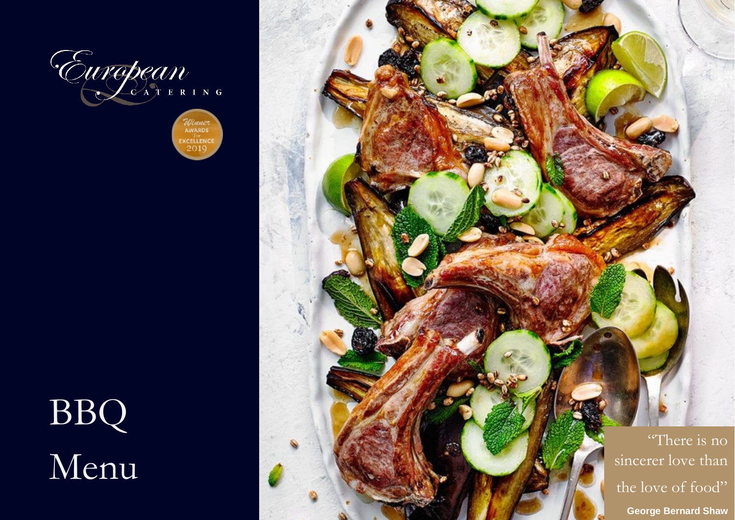European

CATERING

Winner AWARDS For EXCELLENCE 2019

# BBQ Menu

"There is no sincerer love than the love of food"

**George Bernard Shaw**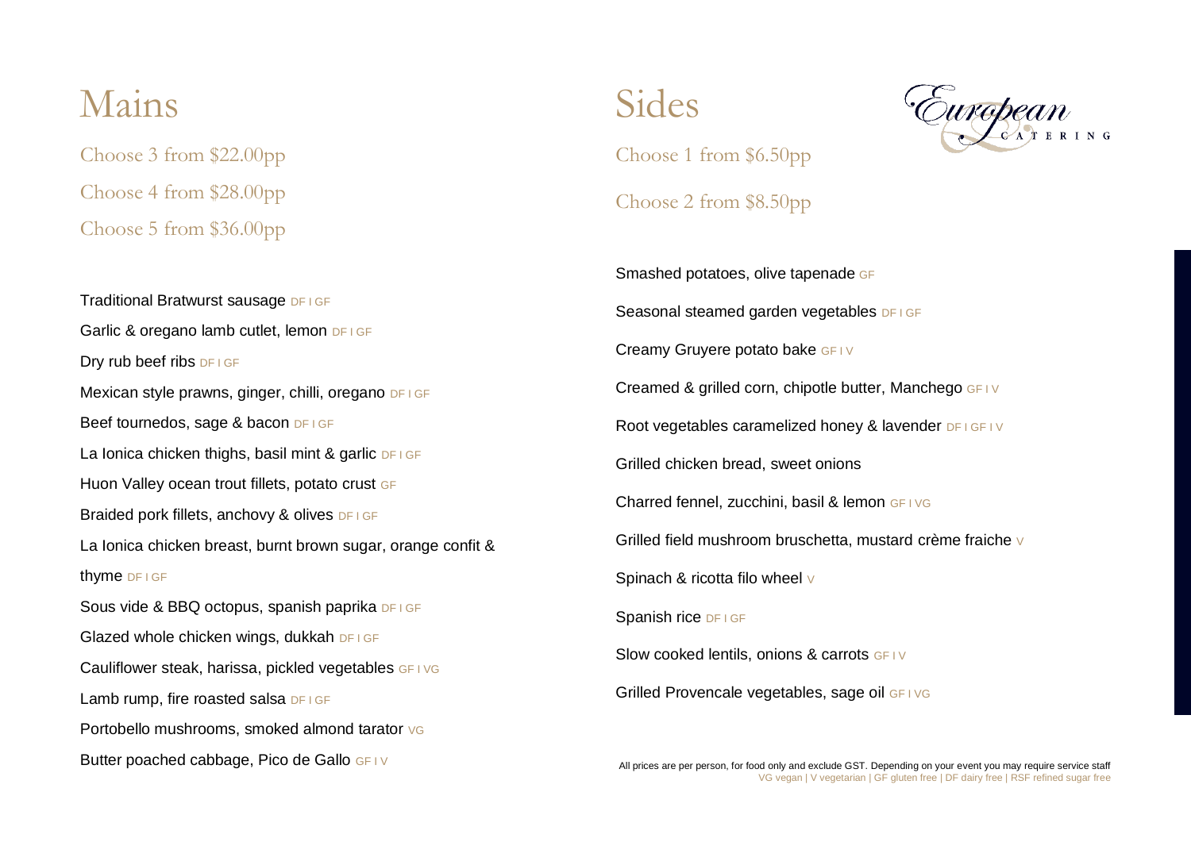# Mains

Choose 3 from $22.00pp

Choose 4 from $28.00pp

Choose 5 from $36.00pp

Traditional Bratwurst sausage DF I GF

Garlic & oregano lamb cutlet, lemon DF I GF

Dry rub beef ribs DF I GF

Mexican style prawns, ginger, chilli, oregano DF I GF

Beef tournedos, sage & bacon DF I GF

La Ionica chicken thighs, basil mint & garlic DF I GF

Huon Valley ocean trout fillets, potato crust GF

Braided pork fillets, anchovy & olives DF I GF

La Ionica chicken breast, burnt brown sugar, orange confit & thyme DF I GF

Sous vide & BBQ octopus, spanish paprika DF I GF

Glazed whole chicken wings, dukkah DF I GF

Cauliflower steak, harissa, pickled vegetables GF I VG

Lamb rump, fire roasted salsa DF I GF

Portobello mushrooms, smoked almond tarator VG

Butter poached cabbage, Pico de Gallo GF I V

# Sides

European CATERING

Choose 1 from $6.50pp

Choose 2 from $8.50pp

Smashed potatoes, olive tapenade GF

Seasonal steamed garden vegetables DF I GF

Creamy Gruyere potato bake GF I V

Creamed & grilled corn, chipotle butter, Manchego GF I V

Root vegetables caramelized honey & lavender DF I GF I V

Grilled chicken bread, sweet onions

Charred fennel, zucchini, basil & lemon GF I VG

Grilled field mushroom bruschetta, mustard crème fraiche V

Spinach & ricotta filo wheel V

Spanish rice DF I GF

Slow cooked lentils, onions & carrots GF I V

Grilled Provencale vegetables, sage oil GF I VG

All prices are per person, for food only and exclude GST. Depending on your event you may require service staff

VG vegan | V vegetarian | GF gluten free | DF dairy free | RSF refined sugar free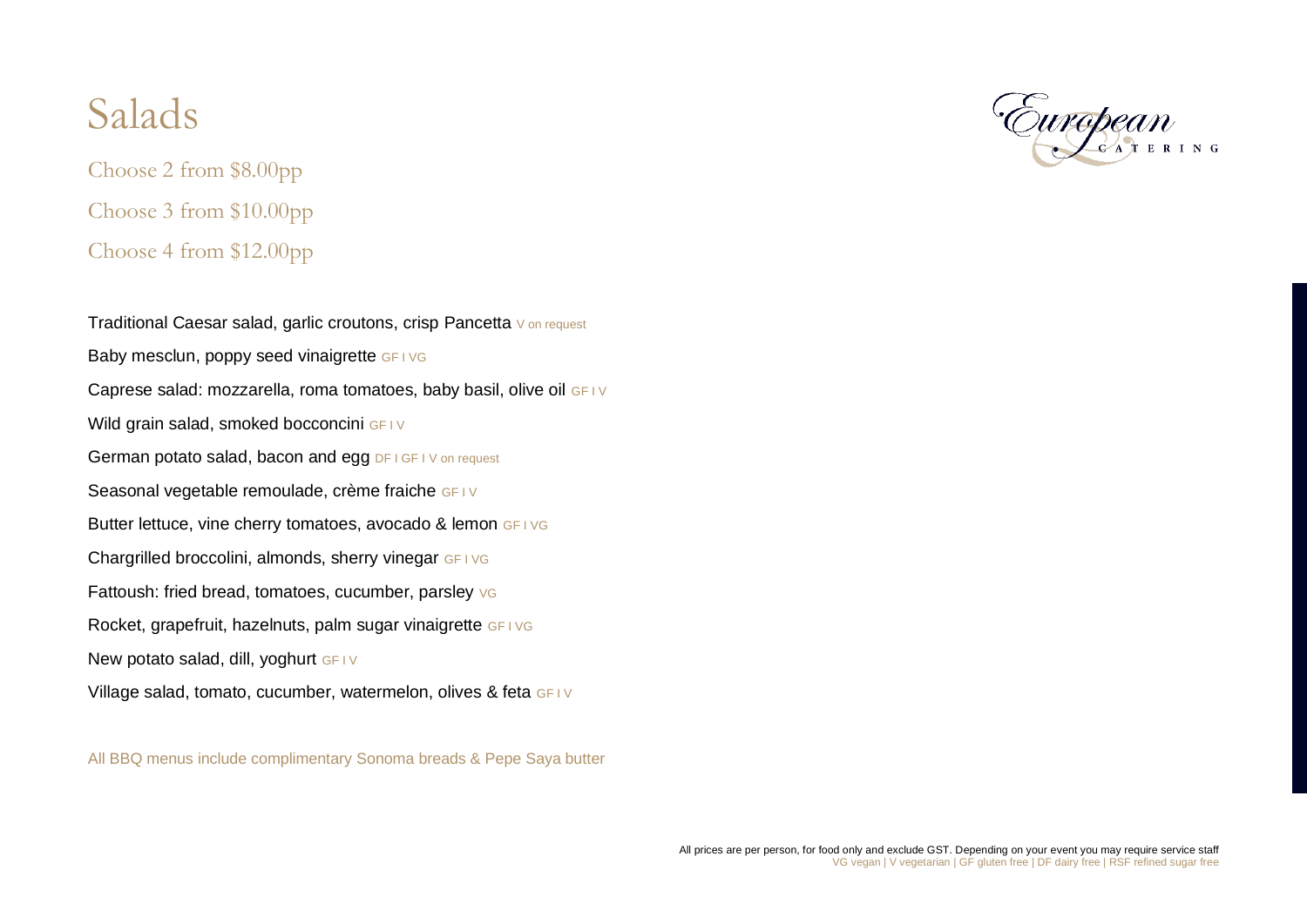# Salads

Choose 2 from $8.00pp

Choose 3 from $10.00pp

Choose 4 from $12.00pp

Traditional Caesar salad, garlic croutons, crisp Pancetta V on request

Baby mesclun, poppy seed vinaigrette GF I VG

Caprese salad: mozzarella, roma tomatoes, baby basil, olive oil GF I V

Wild grain salad, smoked bocconcini GF I V

German potato salad, bacon and egg DF I GF I V on request

Seasonal vegetable remoulade, crème fraiche GF I V

Butter lettuce, vine cherry tomatoes, avocado & lemon GF I VG

Chargrilled broccolini, almonds, sherry vinegar GF I VG

Fattoush: fried bread, tomatoes, cucumber, parsley VG

Rocket, grapefruit, hazelnuts, palm sugar vinaigrette GF I VG

New potato salad, dill, yoghurt GF I V

Village salad, tomato, cucumber, watermelon, olives & feta GF I V

All BBQ menus include complimentary Sonoma breads & Pepe Saya butter

All prices are per person, for food only and exclude GST. Depending on your event you may require service staff

VG vegan | V vegetarian | GF gluten free | DF dairy free | RSF refined sugar free